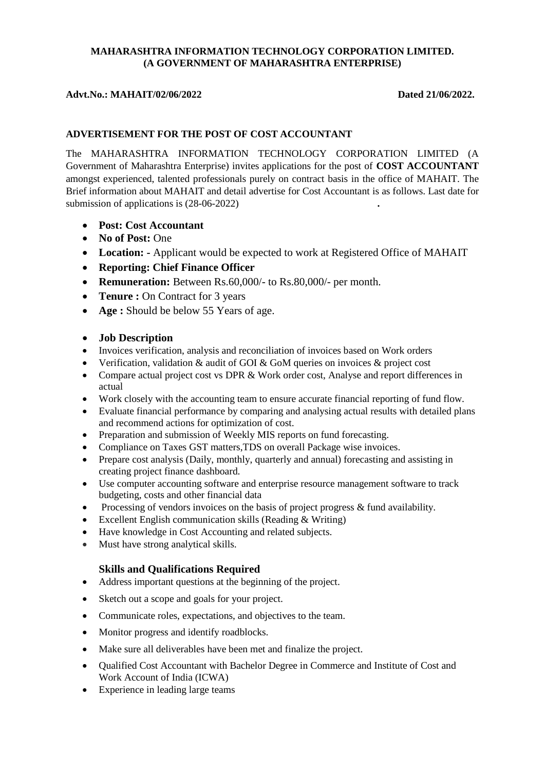**MAHARASHTRA INFORMATION TECHNOLOGY CORPORATION LIMITED.**
**(A GOVERNMENT OF MAHARASHTRA ENTERPRISE)**

**Advt.No.: MAHAIT/02/06/2022** **Dated 21/06/2022.**

## ADVERTISEMENT FOR THE POST OF COST ACCOUNTANT

The MAHARASHTRA INFORMATION TECHNOLOGY CORPORATION LIMITED (A Government of Maharashtra Enterprise) invites applications for the post of **COST ACCOUNTANT** amongst experienced, talented professionals purely on contract basis in the office of MAHAIT. The Brief information about MAHAIT and detail advertise for Cost Accountant is as follows. Last date for submission of applications is (28-06-2022) .

- **Post: Cost Accountant**
- **No of Post:** One
- **Location: -** Applicant would be expected to work at Registered Office of MAHAIT
- **Reporting: Chief Finance Officer**
- **Remuneration:** Between Rs.60,000/- to Rs.80,000/- per month.
- **Tenure :** On Contract for 3 years
- **Age :** Should be below 55 Years of age.

- **Job Description**
- Invoices verification, analysis and reconciliation of invoices based on Work orders
- Verification, validation & audit of GOI & GoM queries on invoices & project cost
- Compare actual project cost vs DPR & Work order cost, Analyse and report differences in actual
- Work closely with the accounting team to ensure accurate financial reporting of fund flow.
- Evaluate financial performance by comparing and analysing actual results with detailed plans and recommend actions for optimization of cost.
- Preparation and submission of Weekly MIS reports on fund forecasting.
- Compliance on Taxes GST matters,TDS on overall Package wise invoices.
- Prepare cost analysis (Daily, monthly, quarterly and annual) forecasting and assisting in creating project finance dashboard.
- Use computer accounting software and enterprise resource management software to track budgeting, costs and other financial data
- Processing of vendors invoices on the basis of project progress & fund availability.
- Excellent English communication skills (Reading & Writing)
- Have knowledge in Cost Accounting and related subjects.
- Must have strong analytical skills.

### Skills and Qualifications Required

- Address important questions at the beginning of the project.
- Sketch out a scope and goals for your project.
- Communicate roles, expectations, and objectives to the team.
- Monitor progress and identify roadblocks.
- Make sure all deliverables have been met and finalize the project.
- Qualified Cost Accountant with Bachelor Degree in Commerce and Institute of Cost and Work Account of India (ICWA)
- Experience in leading large teams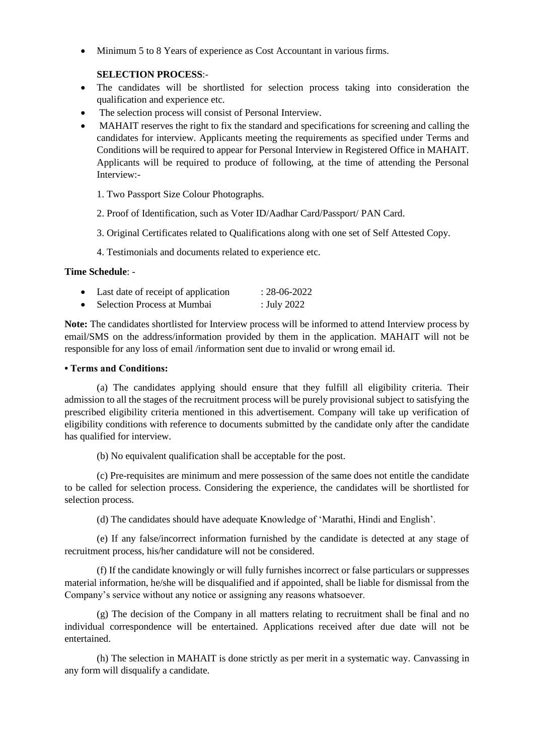- Minimum 5 to 8 Years of experience as Cost Accountant in various firms.

**SELECTION PROCESS**:-

- The candidates will be shortlisted for selection process taking into consideration the qualification and experience etc.
- The selection process will consist of Personal Interview.
- MAHAIT reserves the right to fix the standard and specifications for screening and calling the candidates for interview. Applicants meeting the requirements as specified under Terms and Conditions will be required to appear for Personal Interview in Registered Office in MAHAIT. Applicants will be required to produce of following, at the time of attending the Personal Interview:-

  1. Two Passport Size Colour Photographs.

  2. Proof of Identification, such as Voter ID/Aadhar Card/Passport/ PAN Card.

  3. Original Certificates related to Qualifications along with one set of Self Attested Copy.

  4. Testimonials and documents related to experience etc.

**Time Schedule**: -

- Last date of receipt of application : 28-06-2022
- Selection Process at Mumbai : July 2022

**Note:** The candidates shortlisted for Interview process will be informed to attend Interview process by email/SMS on the address/information provided by them in the application. MAHAIT will not be responsible for any loss of email /information sent due to invalid or wrong email id.

**• Terms and Conditions:**

(a) The candidates applying should ensure that they fulfill all eligibility criteria. Their admission to all the stages of the recruitment process will be purely provisional subject to satisfying the prescribed eligibility criteria mentioned in this advertisement. Company will take up verification of eligibility conditions with reference to documents submitted by the candidate only after the candidate has qualified for interview.

(b) No equivalent qualification shall be acceptable for the post.

(c) Pre-requisites are minimum and mere possession of the same does not entitle the candidate to be called for selection process. Considering the experience, the candidates will be shortlisted for selection process.

(d) The candidates should have adequate Knowledge of 'Marathi, Hindi and English'.

(e) If any false/incorrect information furnished by the candidate is detected at any stage of recruitment process, his/her candidature will not be considered.

(f) If the candidate knowingly or will fully furnishes incorrect or false particulars or suppresses material information, he/she will be disqualified and if appointed, shall be liable for dismissal from the Company's service without any notice or assigning any reasons whatsoever.

(g) The decision of the Company in all matters relating to recruitment shall be final and no individual correspondence will be entertained. Applications received after due date will not be entertained.

(h) The selection in MAHAIT is done strictly as per merit in a systematic way. Canvassing in any form will disqualify a candidate.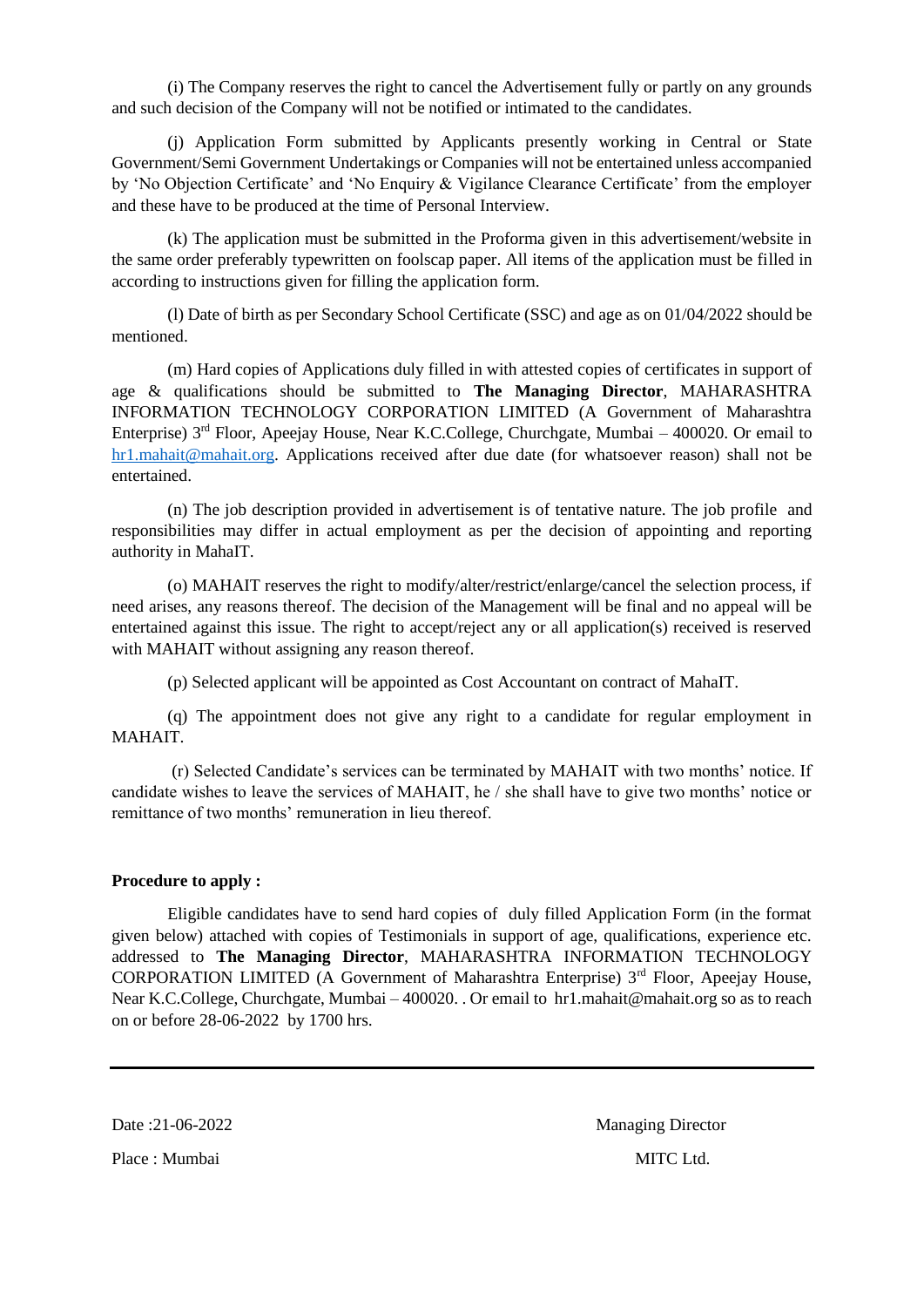(i) The Company reserves the right to cancel the Advertisement fully or partly on any grounds and such decision of the Company will not be notified or intimated to the candidates.

(j) Application Form submitted by Applicants presently working in Central or State Government/Semi Government Undertakings or Companies will not be entertained unless accompanied by 'No Objection Certificate' and 'No Enquiry & Vigilance Clearance Certificate' from the employer and these have to be produced at the time of Personal Interview.

(k) The application must be submitted in the Proforma given in this advertisement/website in the same order preferably typewritten on foolscap paper. All items of the application must be filled in according to instructions given for filling the application form.

(l) Date of birth as per Secondary School Certificate (SSC) and age as on 01/04/2022 should be mentioned.

(m) Hard copies of Applications duly filled in with attested copies of certificates in support of age & qualifications should be submitted to **The Managing Director**, MAHARASHTRA INFORMATION TECHNOLOGY CORPORATION LIMITED (A Government of Maharashtra Enterprise) 3rd Floor, Apeejay House, Near K.C.College, Churchgate, Mumbai – 400020. Or email to hr1.mahait@mahait.org. Applications received after due date (for whatsoever reason) shall not be entertained.

(n) The job description provided in advertisement is of tentative nature. The job profile and responsibilities may differ in actual employment as per the decision of appointing and reporting authority in MahaIT.

(o) MAHAIT reserves the right to modify/alter/restrict/enlarge/cancel the selection process, if need arises, any reasons thereof. The decision of the Management will be final and no appeal will be entertained against this issue. The right to accept/reject any or all application(s) received is reserved with MAHAIT without assigning any reason thereof.

(p) Selected applicant will be appointed as Cost Accountant on contract of MahaIT.

(q) The appointment does not give any right to a candidate for regular employment in MAHAIT.

(r) Selected Candidate's services can be terminated by MAHAIT with two months' notice. If candidate wishes to leave the services of MAHAIT, he / she shall have to give two months' notice or remittance of two months' remuneration in lieu thereof.

**Procedure to apply :**

Eligible candidates have to send hard copies of duly filled Application Form (in the format given below) attached with copies of Testimonials in support of age, qualifications, experience etc. addressed to **The Managing Director**, MAHARASHTRA INFORMATION TECHNOLOGY CORPORATION LIMITED (A Government of Maharashtra Enterprise) 3rd Floor, Apeejay House, Near K.C.College, Churchgate, Mumbai – 400020. . Or email to hr1.mahait@mahait.org so as to reach on or before 28-06-2022 by 1700 hrs.

---

Date :21-06-2022

Place : Mumbai

Managing Director

MITC Ltd.